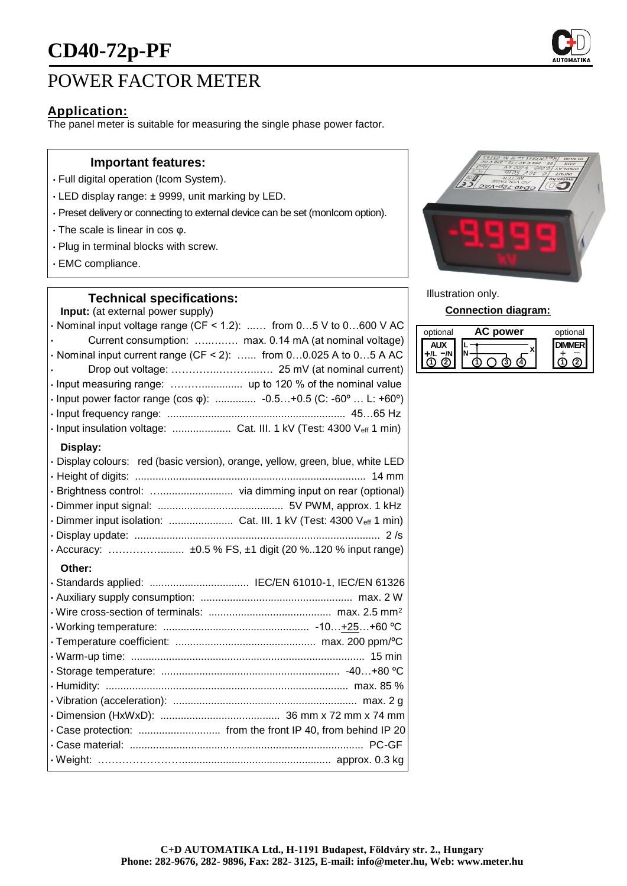# CD40-72p-PF

## POWER FACTOR METER

### Application:

The panel meter is suitable for measuring the single phase power factor.

#### Important features:

- Full digital operation (Icom System).
- LED display range: ± 9999, unit marking by LED.
- Preset delivery or connecting to external device can be set (monIcom option).
- The scale is linear in cos φ.
- Plug in terminal blocks with screw.
- EMC compliance.

Illustration only.

**Connection diagram:**

| optional | AC power | optional |
|---|---|---|
| AUX +/L −/N ① ② | L, N, X ① ○ ③ ④ | DIMMER + − ① ② |

#### Technical specifications:

**Input:** (at external power supply)

- Nominal input voltage range (CF < 1.2): ...... from 0…5 V to 0…600 V AC
- Current consumption: ............ max. 0.14 mA (at nominal voltage)
- Nominal input current range (CF < 2): ...... from 0…0.025 A to 0…5 A AC
- Drop out voltage: ........................ 25 mV (at nominal current)
- Input measuring range: ........................ up to 120 % of the nominal value
- Input power factor range (cos φ): ............. -0.5…+0.5 (C: -60º … L: +60º)
- Input frequency range: ............................................ 45…65 Hz
- Input insulation voltage: .................... Cat. III. 1 kV (Test: 4300 $V_{eff}$ 1 min)

**Display:**

- Display colours: red (basic version), orange, yellow, green, blue, white LED
- Height of digits: ............................................................... 14 mm
- Brightness control: ............................ via dimming input on rear (optional)
- Dimmer input signal: ........................................... 5V PWM, approx. 1 kHz
- Dimmer input isolation: ...................... Cat. III. 1 kV (Test: 4300 $V_{eff}$ 1 min)
- Display update: .................................................................... 2 /s
- Accuracy: ........................ ±0.5 % FS, ±1 digit (20 %..120 % input range)

**Other:**

- Standards applied: .................................. IEC/EN 61010-1, IEC/EN 61326
- Auxiliary supply consumption: ................................................... max. 2 W
- Wire cross-section of terminals: .......................................... max. 2.5 mm²
- Working temperature: .................................................. -10…+25…+60 ºC
- Temperature coefficient: ................................................ max. 200 ppm/ºC
- Warm-up time: ................................................................................ 15 min
- Storage temperature: ............................................................ -40…+80 ºC
- Humidity: .................................................................................. max. 85 %
- Vibration (acceleration): ............................................................... max. 2 g
- Dimension (HxWxD): ......................................... 36 mm x 72 mm x 74 mm
- Case protection: ............................ from the front IP 40, from behind IP 20
- Case material: ............................................................................... PC-GF
- Weight: ........................................................................... approx. 0.3 kg

**C+D AUTOMATIKA Ltd., H-1191 Budapest, Földváry str. 2., Hungary**
**Phone: 282-9676, 282- 9896, Fax: 282- 3125, E-mail: info@meter.hu, Web: www.meter.hu**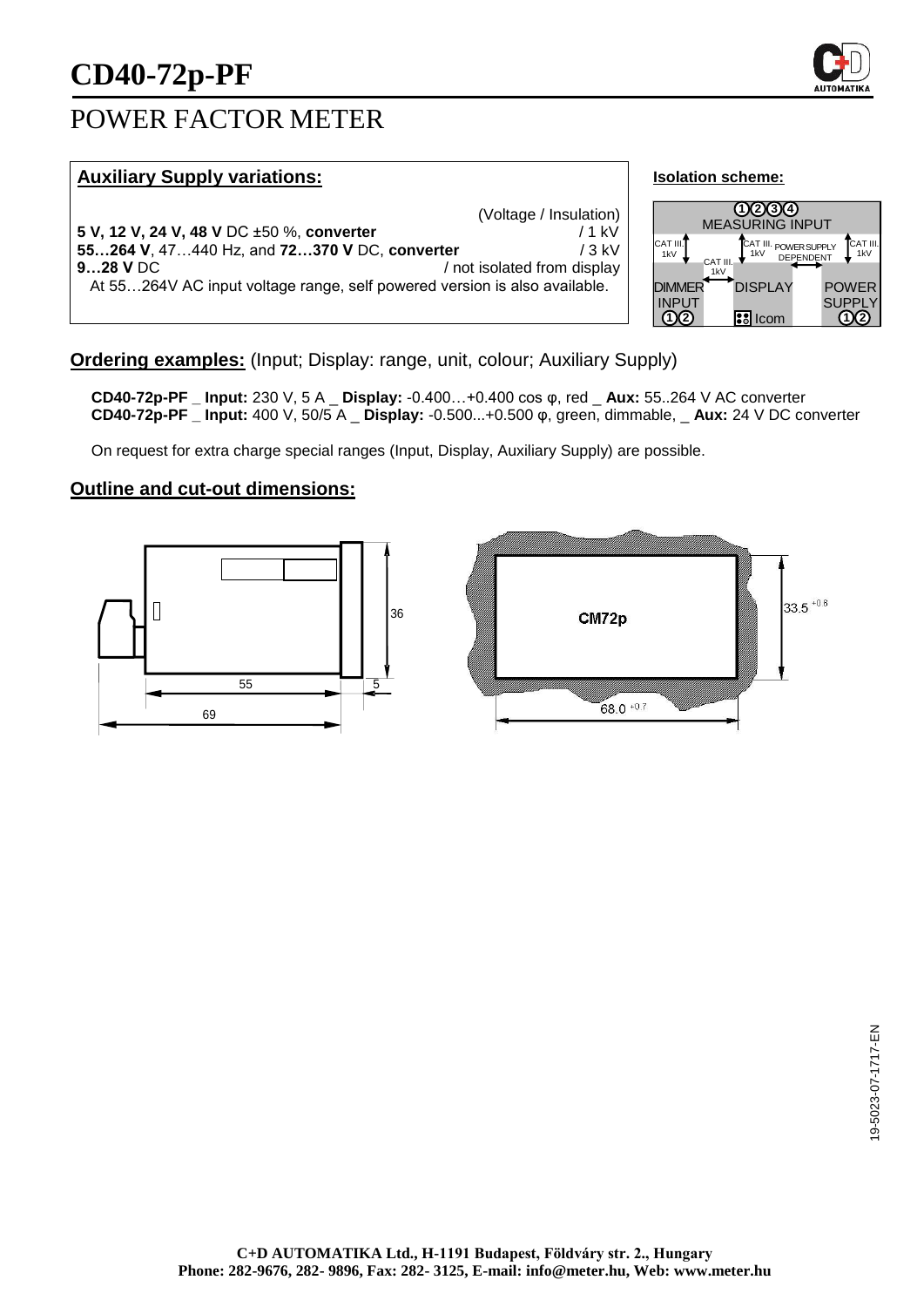# CD40-72p-PF

## POWER FACTOR METER

### Auxiliary Supply variations:

(Voltage / Insulation)

**5 V, 12 V, 24 V, 48 V** DC ±50 %, **converter** / 1 kV
**55…264 V**, 47…440 Hz, and **72…370 V** DC, **converter** / 3 kV
**9…28 V** DC / not isolated from display

At 55…264V AC input voltage range, self powered version is also available.

### Isolation scheme:

①②③④
MEASURING INPUT
CAT III. 1kV
CAT III. 1kV
CAT III. 1kV
POWER SUPPLY DEPENDENT
CAT III. 1kV
DIMMER INPUT ①②
DISPLAY
Icom
POWER SUPPLY ①②

### Ordering examples: (Input; Display: range, unit, colour; Auxiliary Supply)

**CD40-72p-PF _ Input:** 230 V, 5 A _ **Display:** -0.400…+0.400 cos φ, red _ **Aux:** 55..264 V AC converter
**CD40-72p-PF _ Input:** 400 V, 50/5 A _ **Display:** -0.500...+0.500 φ, green, dimmable, _ **Aux:** 24 V DC converter

On request for extra charge special ranges (Input, Display, Auxiliary Supply) are possible.

### Outline and cut-out dimensions:

36
55
5
69
CM72p
33.5 $^{+0.8}$
68.0 $^{+0.7}$

19-5023-07-1717-EN

**C+D AUTOMATIKA Ltd., H-1191 Budapest, Földváry str. 2., Hungary**
**Phone: 282-9676, 282- 9896, Fax: 282- 3125, E-mail: info@meter.hu, Web: www.meter.hu**